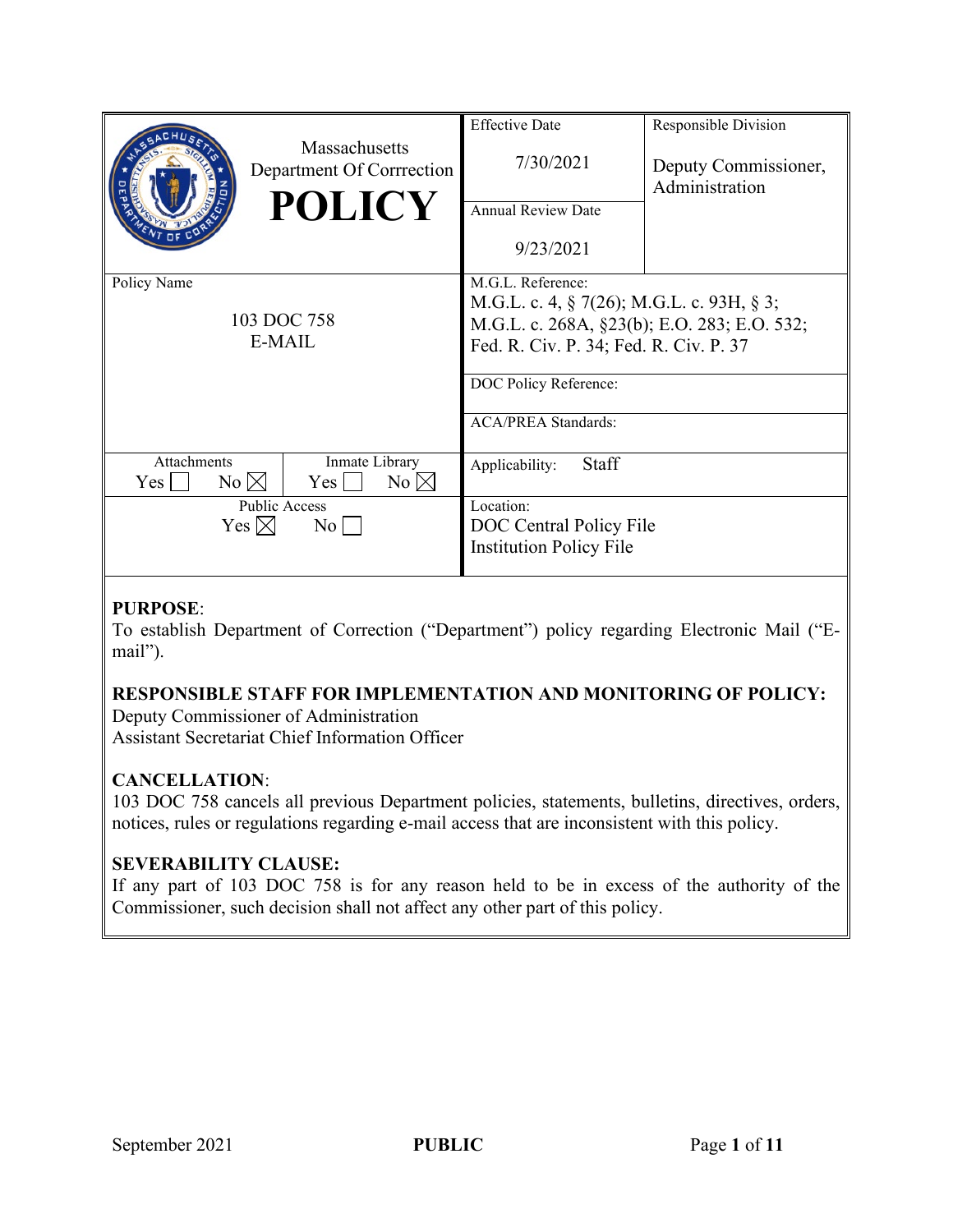| Massachusetts Department Of Corrrection **POLICY** | Effective Date<br>7/30/2021 | Responsible Division<br>Deputy Commissioner, Administration |
|---|---|---|
| | Annual Review Date<br>9/23/2021 | |
| Policy Name<br>103 DOC 758<br>E-MAIL | M.G.L. Reference:<br>M.G.L. c. 4, § 7(26); M.G.L. c. 93H, § 3; M.G.L. c. 268A, §23(b); E.O. 283; E.O. 532; Fed. R. Civ. P. 34; Fed. R. Civ. P. 37 | |
| | DOC Policy Reference: | |
| | ACA/PREA Standards: | |
| Attachments: Yes ☐ No ☒ / Inmate Library: Yes ☐ No ☒ | Applicability: Staff | |
| Public Access: Yes ☒ No ☐ | Location:<br>DOC Central Policy File<br>Institution Policy File | |

**PURPOSE**:
To establish Department of Correction ("Department") policy regarding Electronic Mail ("E-mail").

**RESPONSIBLE STAFF FOR IMPLEMENTATION AND MONITORING OF POLICY:**
Deputy Commissioner of Administration
Assistant Secretariat Chief Information Officer

**CANCELLATION**:
103 DOC 758 cancels all previous Department policies, statements, bulletins, directives, orders, notices, rules or regulations regarding e-mail access that are inconsistent with this policy.

**SEVERABILITY CLAUSE:**
If any part of 103 DOC 758 is for any reason held to be in excess of the authority of the Commissioner, such decision shall not affect any other part of this policy.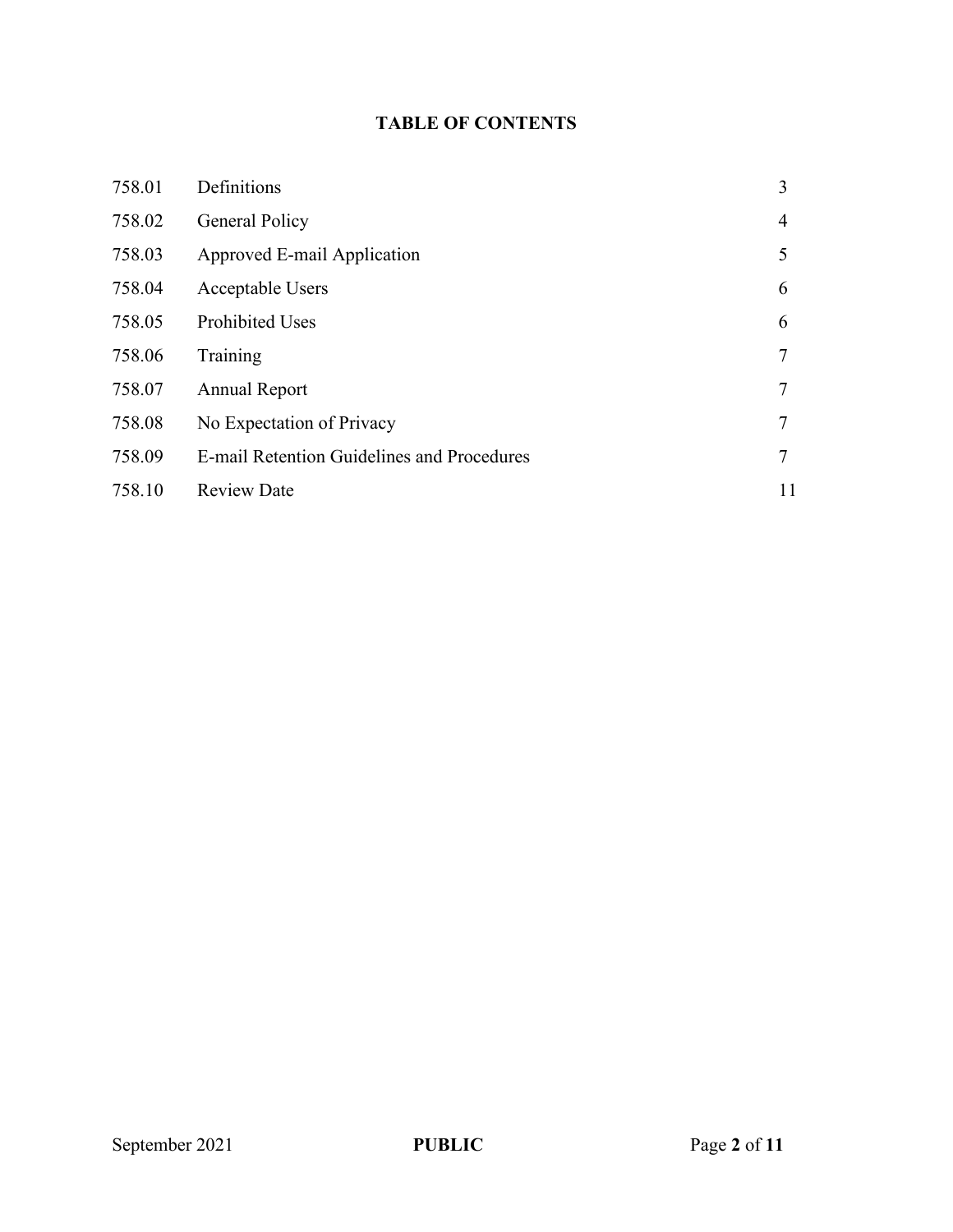## TABLE OF CONTENTS

| | | |
|---|---|---|
| 758.01 | Definitions | 3 |
| 758.02 | General Policy | 4 |
| 758.03 | Approved E-mail Application | 5 |
| 758.04 | Acceptable Users | 6 |
| 758.05 | Prohibited Uses | 6 |
| 758.06 | Training | 7 |
| 758.07 | Annual Report | 7 |
| 758.08 | No Expectation of Privacy | 7 |
| 758.09 | E-mail Retention Guidelines and Procedures | 7 |
| 758.10 | Review Date | 11 |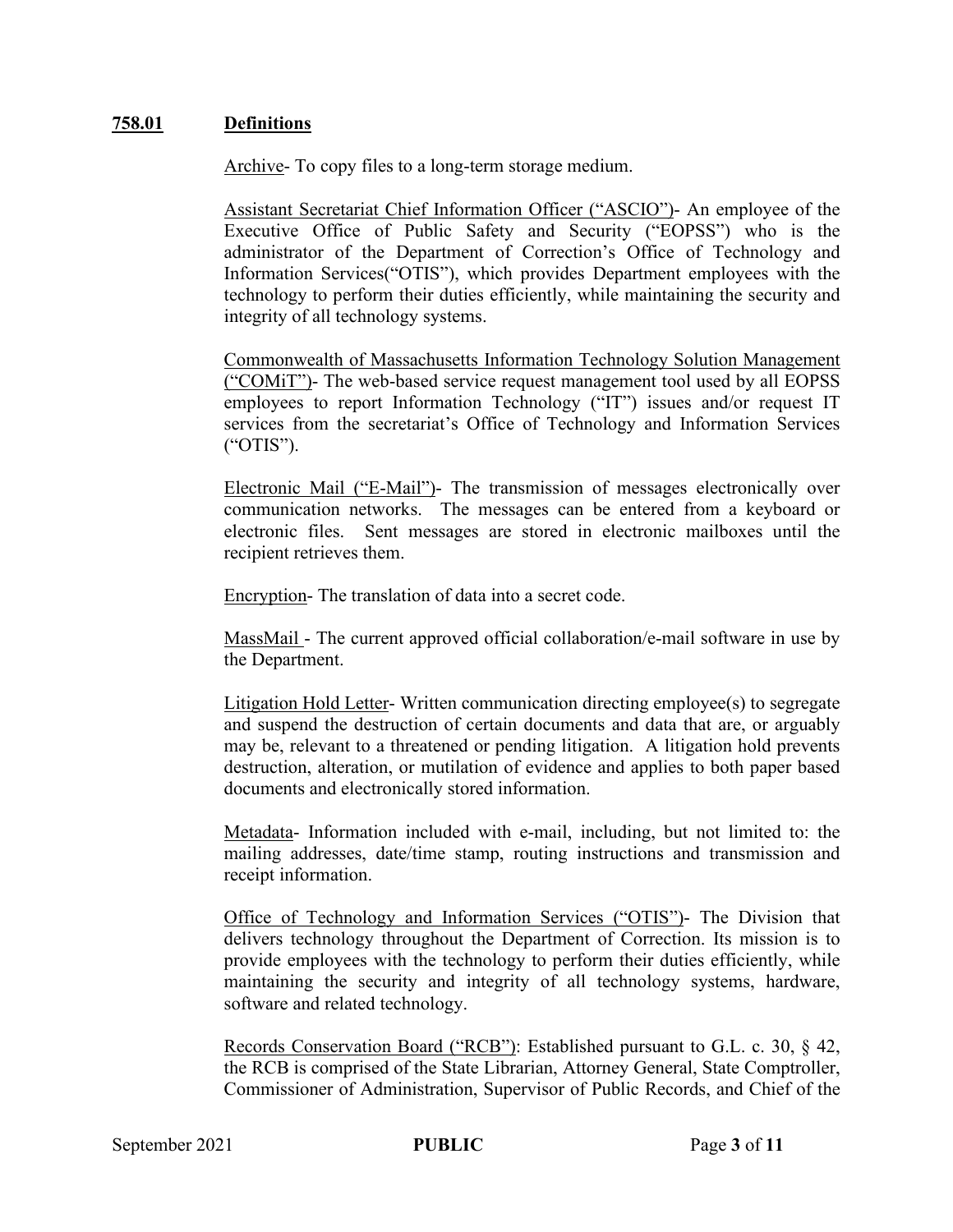## 758.01 Definitions

Archive- To copy files to a long-term storage medium.

Assistant Secretariat Chief Information Officer ("ASCIO")- An employee of the Executive Office of Public Safety and Security ("EOPSS") who is the administrator of the Department of Correction's Office of Technology and Information Services("OTIS"), which provides Department employees with the technology to perform their duties efficiently, while maintaining the security and integrity of all technology systems.

Commonwealth of Massachusetts Information Technology Solution Management ("COMiT")- The web-based service request management tool used by all EOPSS employees to report Information Technology ("IT") issues and/or request IT services from the secretariat's Office of Technology and Information Services ("OTIS").

Electronic Mail ("E-Mail")- The transmission of messages electronically over communication networks. The messages can be entered from a keyboard or electronic files. Sent messages are stored in electronic mailboxes until the recipient retrieves them.

Encryption- The translation of data into a secret code.

MassMail - The current approved official collaboration/e-mail software in use by the Department.

Litigation Hold Letter- Written communication directing employee(s) to segregate and suspend the destruction of certain documents and data that are, or arguably may be, relevant to a threatened or pending litigation. A litigation hold prevents destruction, alteration, or mutilation of evidence and applies to both paper based documents and electronically stored information.

Metadata- Information included with e-mail, including, but not limited to: the mailing addresses, date/time stamp, routing instructions and transmission and receipt information.

Office of Technology and Information Services ("OTIS")- The Division that delivers technology throughout the Department of Correction. Its mission is to provide employees with the technology to perform their duties efficiently, while maintaining the security and integrity of all technology systems, hardware, software and related technology.

Records Conservation Board ("RCB"): Established pursuant to G.L. c. 30, § 42, the RCB is comprised of the State Librarian, Attorney General, State Comptroller, Commissioner of Administration, Supervisor of Public Records, and Chief of the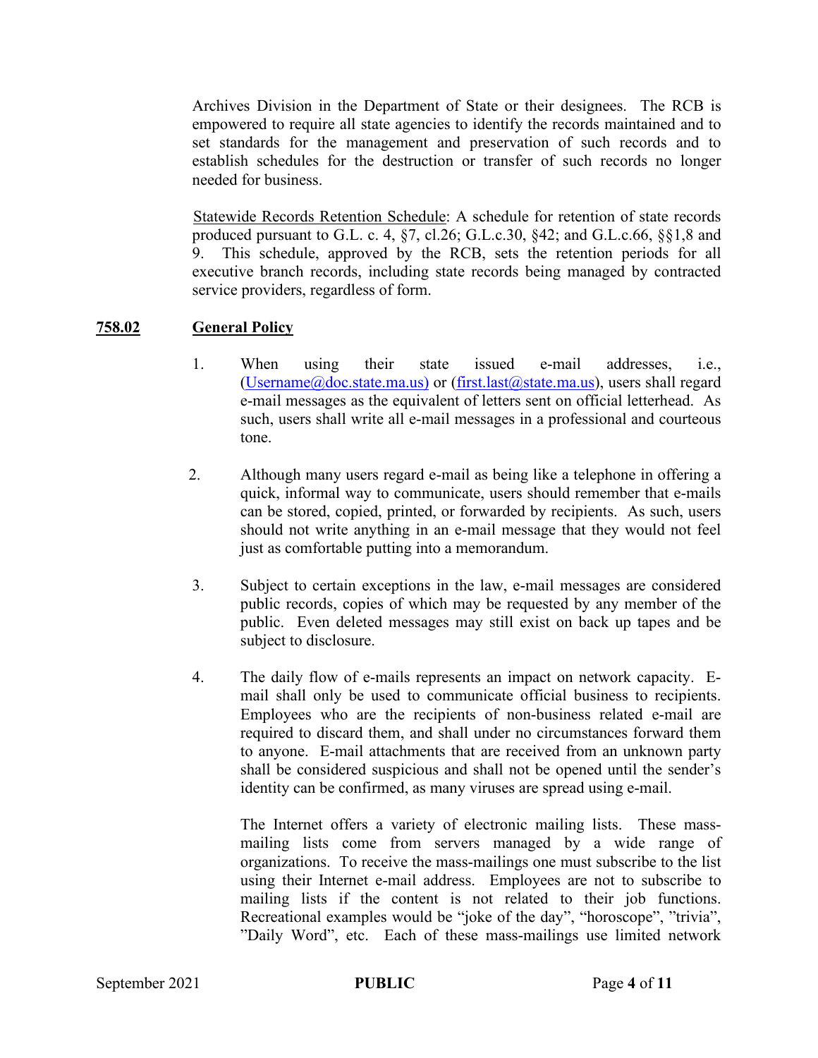Archives Division in the Department of State or their designees. The RCB is empowered to require all state agencies to identify the records maintained and to set standards for the management and preservation of such records and to establish schedules for the destruction or transfer of such records no longer needed for business.

Statewide Records Retention Schedule: A schedule for retention of state records produced pursuant to G.L. c. 4, §7, cl.26; G.L.c.30, §42; and G.L.c.66, §§1,8 and 9. This schedule, approved by the RCB, sets the retention periods for all executive branch records, including state records being managed by contracted service providers, regardless of form.

## 758.02 General Policy

1. When using their state issued e-mail addresses, i.e., (Username@doc.state.ma.us) or (first.last@state.ma.us), users shall regard e-mail messages as the equivalent of letters sent on official letterhead. As such, users shall write all e-mail messages in a professional and courteous tone.

2. Although many users regard e-mail as being like a telephone in offering a quick, informal way to communicate, users should remember that e-mails can be stored, copied, printed, or forwarded by recipients. As such, users should not write anything in an e-mail message that they would not feel just as comfortable putting into a memorandum.

3. Subject to certain exceptions in the law, e-mail messages are considered public records, copies of which may be requested by any member of the public. Even deleted messages may still exist on back up tapes and be subject to disclosure.

4. The daily flow of e-mails represents an impact on network capacity. E-mail shall only be used to communicate official business to recipients. Employees who are the recipients of non-business related e-mail are required to discard them, and shall under no circumstances forward them to anyone. E-mail attachments that are received from an unknown party shall be considered suspicious and shall not be opened until the sender's identity can be confirmed, as many viruses are spread using e-mail.

   The Internet offers a variety of electronic mailing lists. These mass-mailing lists come from servers managed by a wide range of organizations. To receive the mass-mailings one must subscribe to the list using their Internet e-mail address. Employees are not to subscribe to mailing lists if the content is not related to their job functions. Recreational examples would be "joke of the day", "horoscope", "trivia", "Daily Word", etc. Each of these mass-mailings use limited network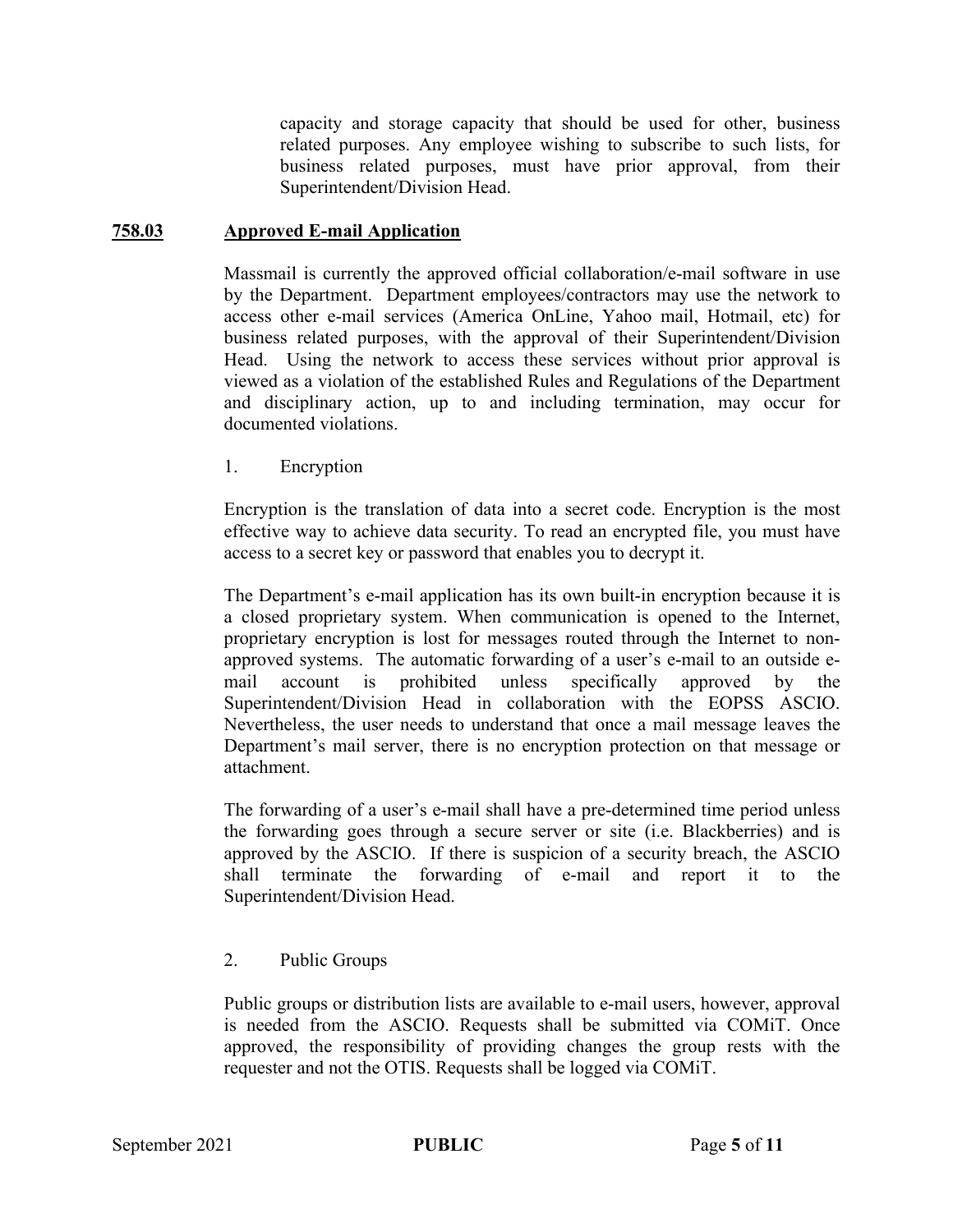capacity and storage capacity that should be used for other, business related purposes. Any employee wishing to subscribe to such lists, for business related purposes, must have prior approval, from their Superintendent/Division Head.

## 758.03 Approved E-mail Application

Massmail is currently the approved official collaboration/e-mail software in use by the Department. Department employees/contractors may use the network to access other e-mail services (America OnLine, Yahoo mail, Hotmail, etc) for business related purposes, with the approval of their Superintendent/Division Head. Using the network to access these services without prior approval is viewed as a violation of the established Rules and Regulations of the Department and disciplinary action, up to and including termination, may occur for documented violations.

1. Encryption

Encryption is the translation of data into a secret code. Encryption is the most effective way to achieve data security. To read an encrypted file, you must have access to a secret key or password that enables you to decrypt it.

The Department's e-mail application has its own built-in encryption because it is a closed proprietary system. When communication is opened to the Internet, proprietary encryption is lost for messages routed through the Internet to non-approved systems. The automatic forwarding of a user's e-mail to an outside e-mail account is prohibited unless specifically approved by the Superintendent/Division Head in collaboration with the EOPSS ASCIO. Nevertheless, the user needs to understand that once a mail message leaves the Department's mail server, there is no encryption protection on that message or attachment.

The forwarding of a user's e-mail shall have a pre-determined time period unless the forwarding goes through a secure server or site (i.e. Blackberries) and is approved by the ASCIO. If there is suspicion of a security breach, the ASCIO shall terminate the forwarding of e-mail and report it to the Superintendent/Division Head.

2. Public Groups

Public groups or distribution lists are available to e-mail users, however, approval is needed from the ASCIO. Requests shall be submitted via COMiT. Once approved, the responsibility of providing changes the group rests with the requester and not the OTIS. Requests shall be logged via COMiT.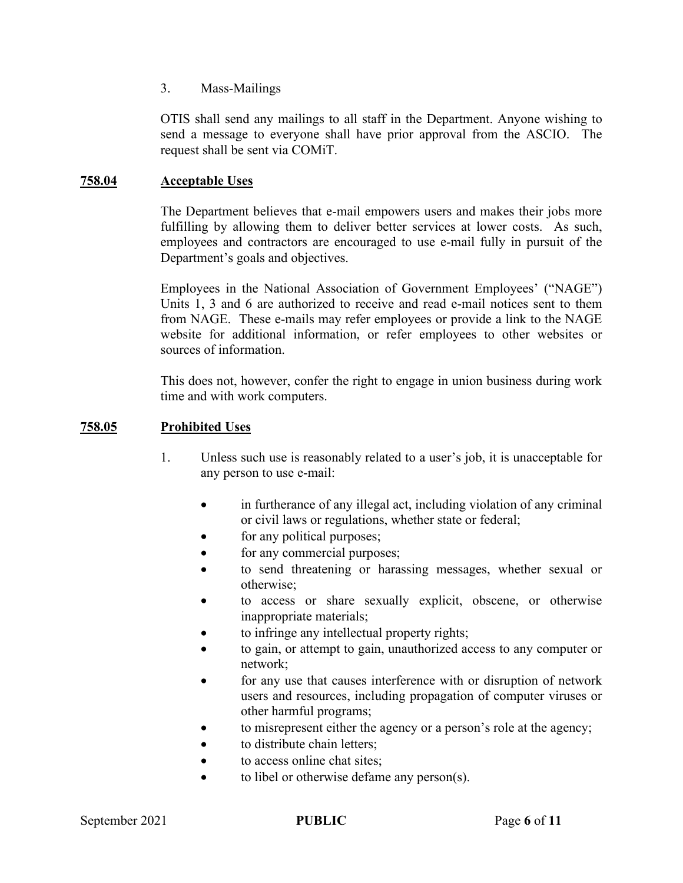3. Mass-Mailings

OTIS shall send any mailings to all staff in the Department. Anyone wishing to send a message to everyone shall have prior approval from the ASCIO. The request shall be sent via COMiT.

## **758.04** **Acceptable Uses**

The Department believes that e-mail empowers users and makes their jobs more fulfilling by allowing them to deliver better services at lower costs. As such, employees and contractors are encouraged to use e-mail fully in pursuit of the Department's goals and objectives.

Employees in the National Association of Government Employees' ("NAGE") Units 1, 3 and 6 are authorized to receive and read e-mail notices sent to them from NAGE. These e-mails may refer employees or provide a link to the NAGE website for additional information, or refer employees to other websites or sources of information.

This does not, however, confer the right to engage in union business during work time and with work computers.

## **758.05** **Prohibited Uses**

1. Unless such use is reasonably related to a user's job, it is unacceptable for any person to use e-mail:

   - in furtherance of any illegal act, including violation of any criminal or civil laws or regulations, whether state or federal;
   - for any political purposes;
   - for any commercial purposes;
   - to send threatening or harassing messages, whether sexual or otherwise;
   - to access or share sexually explicit, obscene, or otherwise inappropriate materials;
   - to infringe any intellectual property rights;
   - to gain, or attempt to gain, unauthorized access to any computer or network;
   - for any use that causes interference with or disruption of network users and resources, including propagation of computer viruses or other harmful programs;
   - to misrepresent either the agency or a person's role at the agency;
   - to distribute chain letters;
   - to access online chat sites;
   - to libel or otherwise defame any person(s).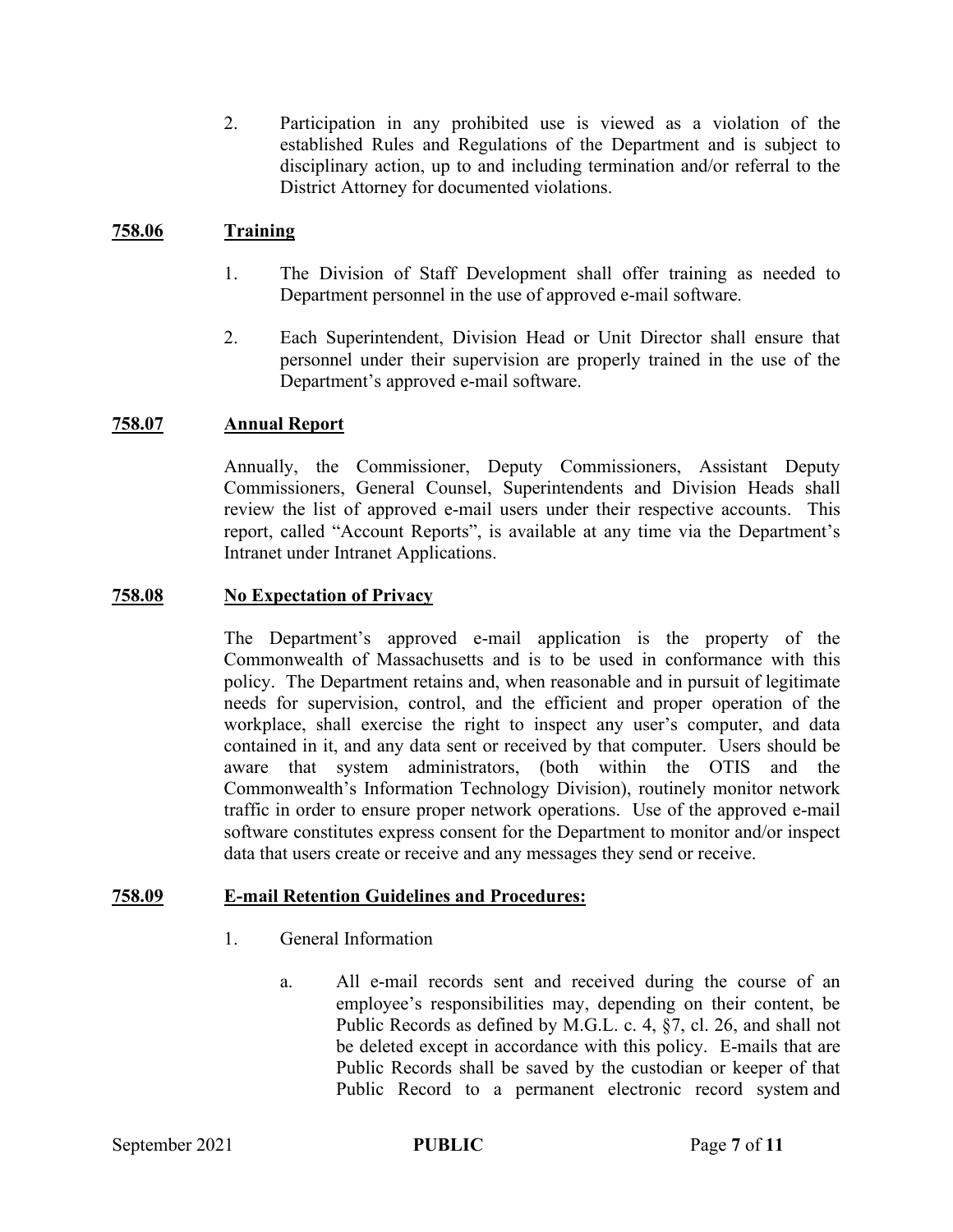2. Participation in any prohibited use is viewed as a violation of the established Rules and Regulations of the Department and is subject to disciplinary action, up to and including termination and/or referral to the District Attorney for documented violations.

## 758.06 Training

1. The Division of Staff Development shall offer training as needed to Department personnel in the use of approved e-mail software.

2. Each Superintendent, Division Head or Unit Director shall ensure that personnel under their supervision are properly trained in the use of the Department's approved e-mail software.

## 758.07 Annual Report

Annually, the Commissioner, Deputy Commissioners, Assistant Deputy Commissioners, General Counsel, Superintendents and Division Heads shall review the list of approved e-mail users under their respective accounts. This report, called "Account Reports", is available at any time via the Department's Intranet under Intranet Applications.

## 758.08 No Expectation of Privacy

The Department's approved e-mail application is the property of the Commonwealth of Massachusetts and is to be used in conformance with this policy. The Department retains and, when reasonable and in pursuit of legitimate needs for supervision, control, and the efficient and proper operation of the workplace, shall exercise the right to inspect any user's computer, and data contained in it, and any data sent or received by that computer. Users should be aware that system administrators, (both within the OTIS and the Commonwealth's Information Technology Division), routinely monitor network traffic in order to ensure proper network operations. Use of the approved e-mail software constitutes express consent for the Department to monitor and/or inspect data that users create or receive and any messages they send or receive.

## 758.09 E-mail Retention Guidelines and Procedures:

1. General Information

   a. All e-mail records sent and received during the course of an employee's responsibilities may, depending on their content, be Public Records as defined by M.G.L. c. 4, §7, cl. 26, and shall not be deleted except in accordance with this policy. E-mails that are Public Records shall be saved by the custodian or keeper of that Public Record to a permanent electronic record system and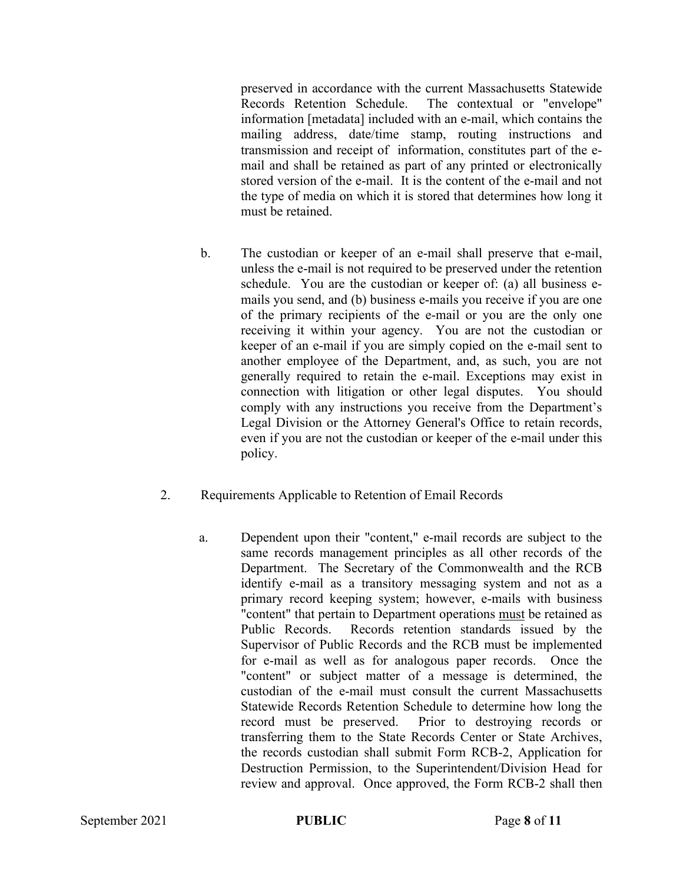preserved in accordance with the current Massachusetts Statewide Records Retention Schedule. The contextual or "envelope" information [metadata] included with an e-mail, which contains the mailing address, date/time stamp, routing instructions and transmission and receipt of information, constitutes part of the e-mail and shall be retained as part of any printed or electronically stored version of the e-mail. It is the content of the e-mail and not the type of media on which it is stored that determines how long it must be retained.

b. The custodian or keeper of an e-mail shall preserve that e-mail, unless the e-mail is not required to be preserved under the retention schedule. You are the custodian or keeper of: (a) all business e-mails you send, and (b) business e-mails you receive if you are one of the primary recipients of the e-mail or you are the only one receiving it within your agency. You are not the custodian or keeper of an e-mail if you are simply copied on the e-mail sent to another employee of the Department, and, as such, you are not generally required to retain the e-mail. Exceptions may exist in connection with litigation or other legal disputes. You should comply with any instructions you receive from the Department's Legal Division or the Attorney General's Office to retain records, even if you are not the custodian or keeper of the e-mail under this policy.

2. Requirements Applicable to Retention of Email Records

a. Dependent upon their "content," e-mail records are subject to the same records management principles as all other records of the Department. The Secretary of the Commonwealth and the RCB identify e-mail as a transitory messaging system and not as a primary record keeping system; however, e-mails with business "content" that pertain to Department operations <u>must</u> be retained as Public Records. Records retention standards issued by the Supervisor of Public Records and the RCB must be implemented for e-mail as well as for analogous paper records. Once the "content" or subject matter of a message is determined, the custodian of the e-mail must consult the current Massachusetts Statewide Records Retention Schedule to determine how long the record must be preserved. Prior to destroying records or transferring them to the State Records Center or State Archives, the records custodian shall submit Form RCB-2, Application for Destruction Permission, to the Superintendent/Division Head for review and approval. Once approved, the Form RCB-2 shall then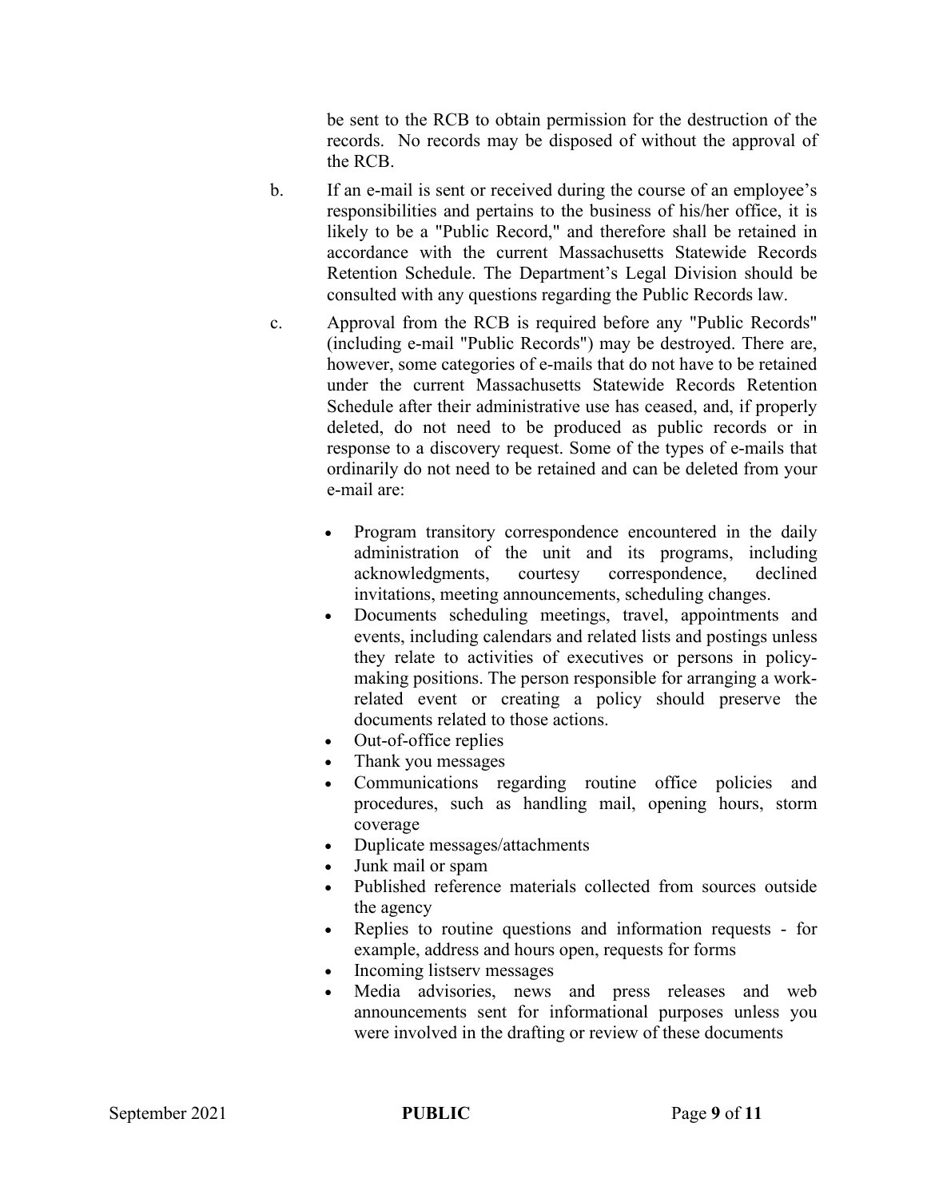be sent to the RCB to obtain permission for the destruction of the records. No records may be disposed of without the approval of the RCB.

b. If an e-mail is sent or received during the course of an employee's responsibilities and pertains to the business of his/her office, it is likely to be a "Public Record," and therefore shall be retained in accordance with the current Massachusetts Statewide Records Retention Schedule. The Department's Legal Division should be consulted with any questions regarding the Public Records law.

c. Approval from the RCB is required before any "Public Records" (including e-mail "Public Records") may be destroyed. There are, however, some categories of e-mails that do not have to be retained under the current Massachusetts Statewide Records Retention Schedule after their administrative use has ceased, and, if properly deleted, do not need to be produced as public records or in response to a discovery request. Some of the types of e-mails that ordinarily do not need to be retained and can be deleted from your e-mail are:

- Program transitory correspondence encountered in the daily administration of the unit and its programs, including acknowledgments, courtesy correspondence, declined invitations, meeting announcements, scheduling changes.
- Documents scheduling meetings, travel, appointments and events, including calendars and related lists and postings unless they relate to activities of executives or persons in policy-making positions. The person responsible for arranging a work-related event or creating a policy should preserve the documents related to those actions.
- Out-of-office replies
- Thank you messages
- Communications regarding routine office policies and procedures, such as handling mail, opening hours, storm coverage
- Duplicate messages/attachments
- Junk mail or spam
- Published reference materials collected from sources outside the agency
- Replies to routine questions and information requests - for example, address and hours open, requests for forms
- Incoming listserv messages
- Media advisories, news and press releases and web announcements sent for informational purposes unless you were involved in the drafting or review of these documents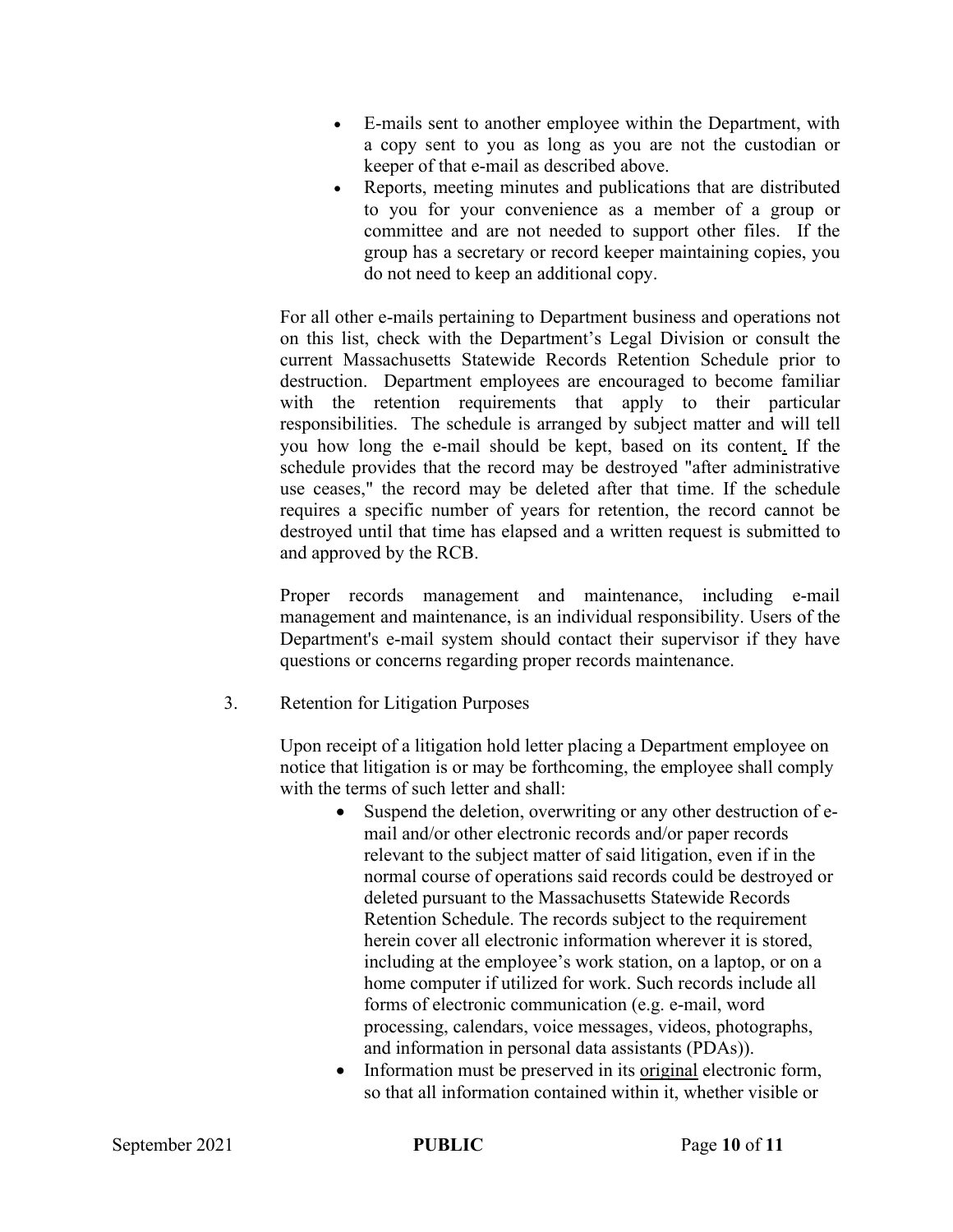- E-mails sent to another employee within the Department, with a copy sent to you as long as you are not the custodian or keeper of that e-mail as described above.
- Reports, meeting minutes and publications that are distributed to you for your convenience as a member of a group or committee and are not needed to support other files. If the group has a secretary or record keeper maintaining copies, you do not need to keep an additional copy.

For all other e-mails pertaining to Department business and operations not on this list, check with the Department's Legal Division or consult the current Massachusetts Statewide Records Retention Schedule prior to destruction. Department employees are encouraged to become familiar with the retention requirements that apply to their particular responsibilities. The schedule is arranged by subject matter and will tell you how long the e-mail should be kept, based on its content. If the schedule provides that the record may be destroyed "after administrative use ceases," the record may be deleted after that time. If the schedule requires a specific number of years for retention, the record cannot be destroyed until that time has elapsed and a written request is submitted to and approved by the RCB.

Proper records management and maintenance, including e-mail management and maintenance, is an individual responsibility. Users of the Department's e-mail system should contact their supervisor if they have questions or concerns regarding proper records maintenance.

3. Retention for Litigation Purposes

Upon receipt of a litigation hold letter placing a Department employee on notice that litigation is or may be forthcoming, the employee shall comply with the terms of such letter and shall:

- Suspend the deletion, overwriting or any other destruction of e-mail and/or other electronic records and/or paper records relevant to the subject matter of said litigation, even if in the normal course of operations said records could be destroyed or deleted pursuant to the Massachusetts Statewide Records Retention Schedule. The records subject to the requirement herein cover all electronic information wherever it is stored, including at the employee's work station, on a laptop, or on a home computer if utilized for work. Such records include all forms of electronic communication (e.g. e-mail, word processing, calendars, voice messages, videos, photographs, and information in personal data assistants (PDAs)).
- Information must be preserved in its original electronic form, so that all information contained within it, whether visible or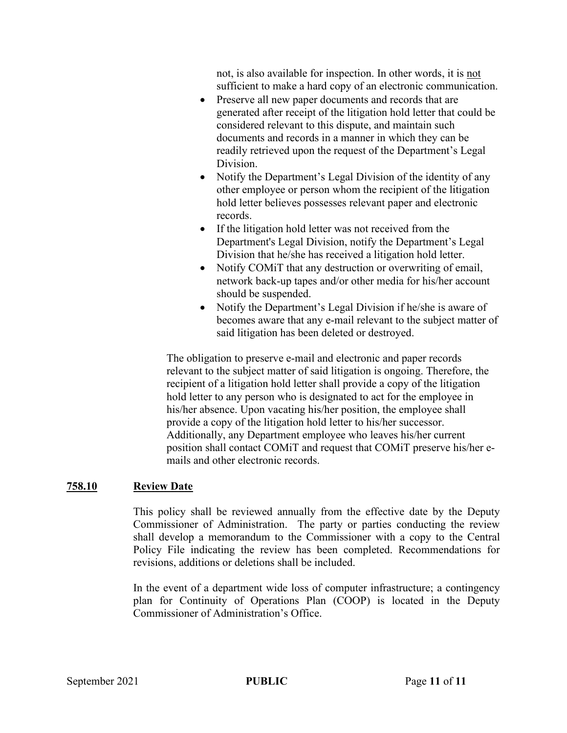not, is also available for inspection. In other words, it is <u>not</u> sufficient to make a hard copy of an electronic communication.

- Preserve all new paper documents and records that are generated after receipt of the litigation hold letter that could be considered relevant to this dispute, and maintain such documents and records in a manner in which they can be readily retrieved upon the request of the Department's Legal Division.
- Notify the Department's Legal Division of the identity of any other employee or person whom the recipient of the litigation hold letter believes possesses relevant paper and electronic records.
- If the litigation hold letter was not received from the Department's Legal Division, notify the Department's Legal Division that he/she has received a litigation hold letter.
- Notify COMiT that any destruction or overwriting of email, network back-up tapes and/or other media for his/her account should be suspended.
- Notify the Department's Legal Division if he/she is aware of becomes aware that any e-mail relevant to the subject matter of said litigation has been deleted or destroyed.

The obligation to preserve e-mail and electronic and paper records relevant to the subject matter of said litigation is ongoing. Therefore, the recipient of a litigation hold letter shall provide a copy of the litigation hold letter to any person who is designated to act for the employee in his/her absence. Upon vacating his/her position, the employee shall provide a copy of the litigation hold letter to his/her successor. Additionally, any Department employee who leaves his/her current position shall contact COMiT and request that COMiT preserve his/her e-mails and other electronic records.

## 758.10 Review Date

This policy shall be reviewed annually from the effective date by the Deputy Commissioner of Administration. The party or parties conducting the review shall develop a memorandum to the Commissioner with a copy to the Central Policy File indicating the review has been completed. Recommendations for revisions, additions or deletions shall be included.

In the event of a department wide loss of computer infrastructure; a contingency plan for Continuity of Operations Plan (COOP) is located in the Deputy Commissioner of Administration's Office.